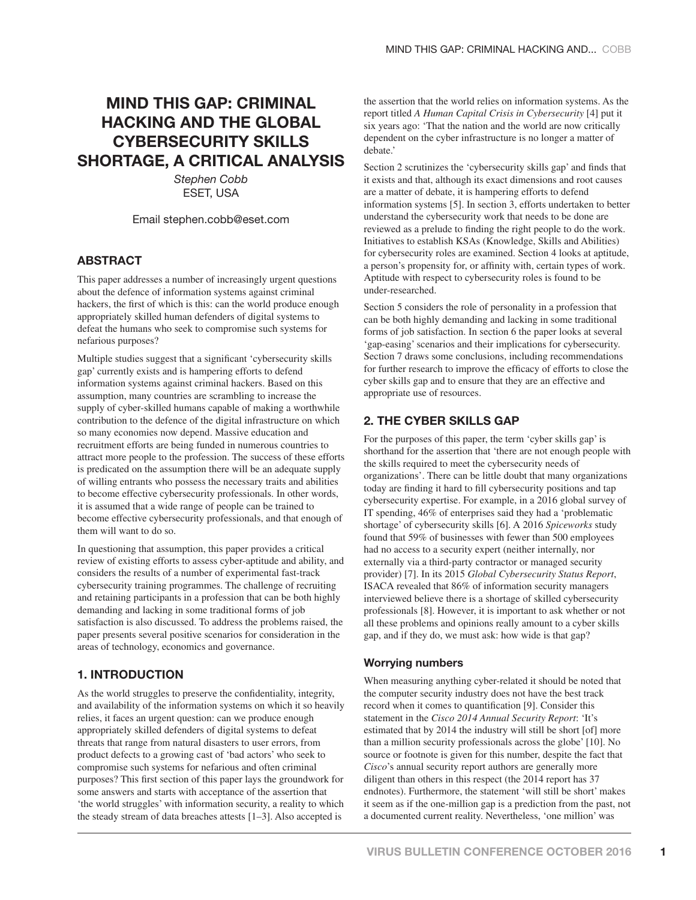# MIND THIS GAP: CRIMINAL HACKING AND THE GLOBAL CYBERSECURITY SKILLS SHORTAGE, A CRITICAL ANALYSIS

*Stephen Cobb*
ESET, USA

Email stephen.cobb@eset.com

## ABSTRACT

This paper addresses a number of increasingly urgent questions about the defence of information systems against criminal hackers, the first of which is this: can the world produce enough appropriately skilled human defenders of digital systems to defeat the humans who seek to compromise such systems for nefarious purposes?

Multiple studies suggest that a significant 'cybersecurity skills gap' currently exists and is hampering efforts to defend information systems against criminal hackers. Based on this assumption, many countries are scrambling to increase the supply of cyber-skilled humans capable of making a worthwhile contribution to the defence of the digital infrastructure on which so many economies now depend. Massive education and recruitment efforts are being funded in numerous countries to attract more people to the profession. The success of these efforts is predicated on the assumption there will be an adequate supply of willing entrants who possess the necessary traits and abilities to become effective cybersecurity professionals. In other words, it is assumed that a wide range of people can be trained to become effective cybersecurity professionals, and that enough of them will want to do so.

In questioning that assumption, this paper provides a critical review of existing efforts to assess cyber-aptitude and ability, and considers the results of a number of experimental fast-track cybersecurity training programmes. The challenge of recruiting and retaining participants in a profession that can be both highly demanding and lacking in some traditional forms of job satisfaction is also discussed. To address the problems raised, the paper presents several positive scenarios for consideration in the areas of technology, economics and governance.

## 1. INTRODUCTION

As the world struggles to preserve the confidentiality, integrity, and availability of the information systems on which it so heavily relies, it faces an urgent question: can we produce enough appropriately skilled defenders of digital systems to defeat threats that range from natural disasters to user errors, from product defects to a growing cast of 'bad actors' who seek to compromise such systems for nefarious and often criminal purposes? This first section of this paper lays the groundwork for some answers and starts with acceptance of the assertion that 'the world struggles' with information security, a reality to which the steady stream of data breaches attests [1–3]. Also accepted is the assertion that the world relies on information systems. As the report titled *A Human Capital Crisis in Cybersecurity* [4] put it six years ago: 'That the nation and the world are now critically dependent on the cyber infrastructure is no longer a matter of debate.'

Section 2 scrutinizes the 'cybersecurity skills gap' and finds that it exists and that, although its exact dimensions and root causes are a matter of debate, it is hampering efforts to defend information systems [5]. In section 3, efforts undertaken to better understand the cybersecurity work that needs to be done are reviewed as a prelude to finding the right people to do the work. Initiatives to establish KSAs (Knowledge, Skills and Abilities) for cybersecurity roles are examined. Section 4 looks at aptitude, a person's propensity for, or affinity with, certain types of work. Aptitude with respect to cybersecurity roles is found to be under-researched.

Section 5 considers the role of personality in a profession that can be both highly demanding and lacking in some traditional forms of job satisfaction. In section 6 the paper looks at several 'gap-easing' scenarios and their implications for cybersecurity. Section 7 draws some conclusions, including recommendations for further research to improve the efficacy of efforts to close the cyber skills gap and to ensure that they are an effective and appropriate use of resources.

## 2. THE CYBER SKILLS GAP

For the purposes of this paper, the term 'cyber skills gap' is shorthand for the assertion that 'there are not enough people with the skills required to meet the cybersecurity needs of organizations'. There can be little doubt that many organizations today are finding it hard to fill cybersecurity positions and tap cybersecurity expertise. For example, in a 2016 global survey of IT spending, 46% of enterprises said they had a 'problematic shortage' of cybersecurity skills [6]. A 2016 *Spiceworks* study found that 59% of businesses with fewer than 500 employees had no access to a security expert (neither internally, nor externally via a third-party contractor or managed security provider) [7]. In its 2015 *Global Cybersecurity Status Report*, ISACA revealed that 86% of information security managers interviewed believe there is a shortage of skilled cybersecurity professionals [8]. However, it is important to ask whether or not all these problems and opinions really amount to a cyber skills gap, and if they do, we must ask: how wide is that gap?

### Worrying numbers

When measuring anything cyber-related it should be noted that the computer security industry does not have the best track record when it comes to quantification [9]. Consider this statement in the *Cisco 2014 Annual Security Report*: 'It's estimated that by 2014 the industry will still be short [of] more than a million security professionals across the globe' [10]. No source or footnote is given for this number, despite the fact that *Cisco*'s annual security report authors are generally more diligent than others in this respect (the 2014 report has 37 endnotes). Furthermore, the statement 'will still be short' makes it seem as if the one-million gap is a prediction from the past, not a documented current reality. Nevertheless, 'one million' was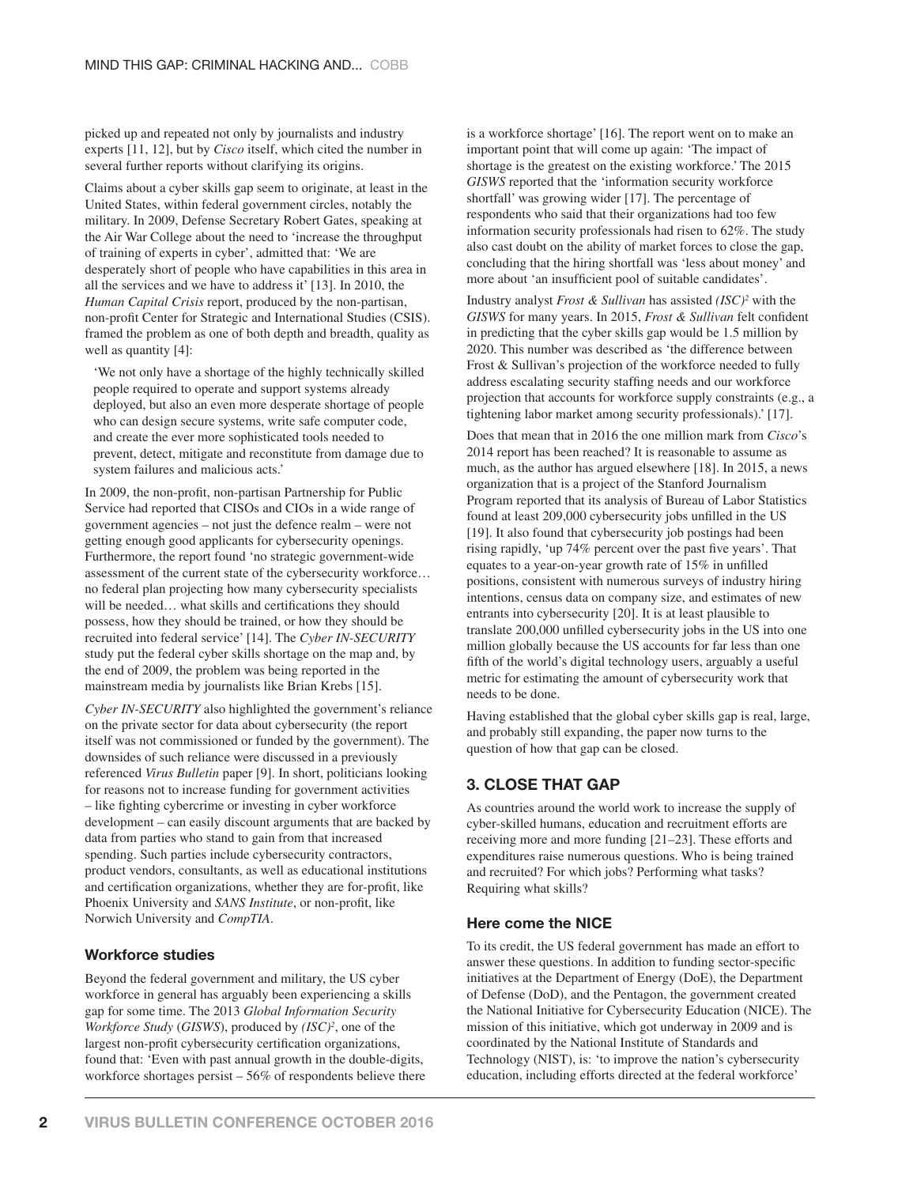picked up and repeated not only by journalists and industry experts [11, 12], but by *Cisco* itself, which cited the number in several further reports without clarifying its origins.

Claims about a cyber skills gap seem to originate, at least in the United States, within federal government circles, notably the military. In 2009, Defense Secretary Robert Gates, speaking at the Air War College about the need to 'increase the throughput of training of experts in cyber', admitted that: 'We are desperately short of people who have capabilities in this area in all the services and we have to address it' [13]. In 2010, the *Human Capital Crisis* report, produced by the non-partisan, non-profit Center for Strategic and International Studies (CSIS). framed the problem as one of both depth and breadth, quality as well as quantity [4]:

> 'We not only have a shortage of the highly technically skilled people required to operate and support systems already deployed, but also an even more desperate shortage of people who can design secure systems, write safe computer code, and create the ever more sophisticated tools needed to prevent, detect, mitigate and reconstitute from damage due to system failures and malicious acts.'

In 2009, the non-profit, non-partisan Partnership for Public Service had reported that CISOs and CIOs in a wide range of government agencies – not just the defence realm – were not getting enough good applicants for cybersecurity openings. Furthermore, the report found 'no strategic government-wide assessment of the current state of the cybersecurity workforce… no federal plan projecting how many cybersecurity specialists will be needed… what skills and certifications they should possess, how they should be trained, or how they should be recruited into federal service' [14]. The *Cyber IN-SECURITY* study put the federal cyber skills shortage on the map and, by the end of 2009, the problem was being reported in the mainstream media by journalists like Brian Krebs [15].

*Cyber IN-SECURITY* also highlighted the government's reliance on the private sector for data about cybersecurity (the report itself was not commissioned or funded by the government). The downsides of such reliance were discussed in a previously referenced *Virus Bulletin* paper [9]. In short, politicians looking for reasons not to increase funding for government activities – like fighting cybercrime or investing in cyber workforce development – can easily discount arguments that are backed by data from parties who stand to gain from that increased spending. Such parties include cybersecurity contractors, product vendors, consultants, as well as educational institutions and certification organizations, whether they are for-profit, like Phoenix University and *SANS Institute*, or non-profit, like Norwich University and *CompTIA*.

### Workforce studies

Beyond the federal government and military, the US cyber workforce in general has arguably been experiencing a skills gap for some time. The 2013 *Global Information Security Workforce Study* (*GISWS*), produced by *(ISC)²*, one of the largest non-profit cybersecurity certification organizations, found that: 'Even with past annual growth in the double-digits, workforce shortages persist – 56% of respondents believe there is a workforce shortage' [16]. The report went on to make an important point that will come up again: 'The impact of shortage is the greatest on the existing workforce.' The 2015 *GISWS* reported that the 'information security workforce shortfall' was growing wider [17]. The percentage of respondents who said that their organizations had too few information security professionals had risen to 62%. The study also cast doubt on the ability of market forces to close the gap, concluding that the hiring shortfall was 'less about money' and more about 'an insufficient pool of suitable candidates'.

Industry analyst *Frost & Sullivan* has assisted *(ISC)²* with the *GISWS* for many years. In 2015, *Frost & Sullivan* felt confident in predicting that the cyber skills gap would be 1.5 million by 2020. This number was described as 'the difference between Frost & Sullivan's projection of the workforce needed to fully address escalating security staffing needs and our workforce projection that accounts for workforce supply constraints (e.g., a tightening labor market among security professionals).' [17].

Does that mean that in 2016 the one million mark from *Cisco*'s 2014 report has been reached? It is reasonable to assume as much, as the author has argued elsewhere [18]. In 2015, a news organization that is a project of the Stanford Journalism Program reported that its analysis of Bureau of Labor Statistics found at least 209,000 cybersecurity jobs unfilled in the US [19]. It also found that cybersecurity job postings had been rising rapidly, 'up 74% percent over the past five years'. That equates to a year-on-year growth rate of 15% in unfilled positions, consistent with numerous surveys of industry hiring intentions, census data on company size, and estimates of new entrants into cybersecurity [20]. It is at least plausible to translate 200,000 unfilled cybersecurity jobs in the US into one million globally because the US accounts for far less than one fifth of the world's digital technology users, arguably a useful metric for estimating the amount of cybersecurity work that needs to be done.

Having established that the global cyber skills gap is real, large, and probably still expanding, the paper now turns to the question of how that gap can be closed.

## 3. CLOSE THAT GAP

As countries around the world work to increase the supply of cyber-skilled humans, education and recruitment efforts are receiving more and more funding [21–23]. These efforts and expenditures raise numerous questions. Who is being trained and recruited? For which jobs? Performing what tasks? Requiring what skills?

### Here come the NICE

To its credit, the US federal government has made an effort to answer these questions. In addition to funding sector-specific initiatives at the Department of Energy (DoE), the Department of Defense (DoD), and the Pentagon, the government created the National Initiative for Cybersecurity Education (NICE). The mission of this initiative, which got underway in 2009 and is coordinated by the National Institute of Standards and Technology (NIST), is: 'to improve the nation's cybersecurity education, including efforts directed at the federal workforce'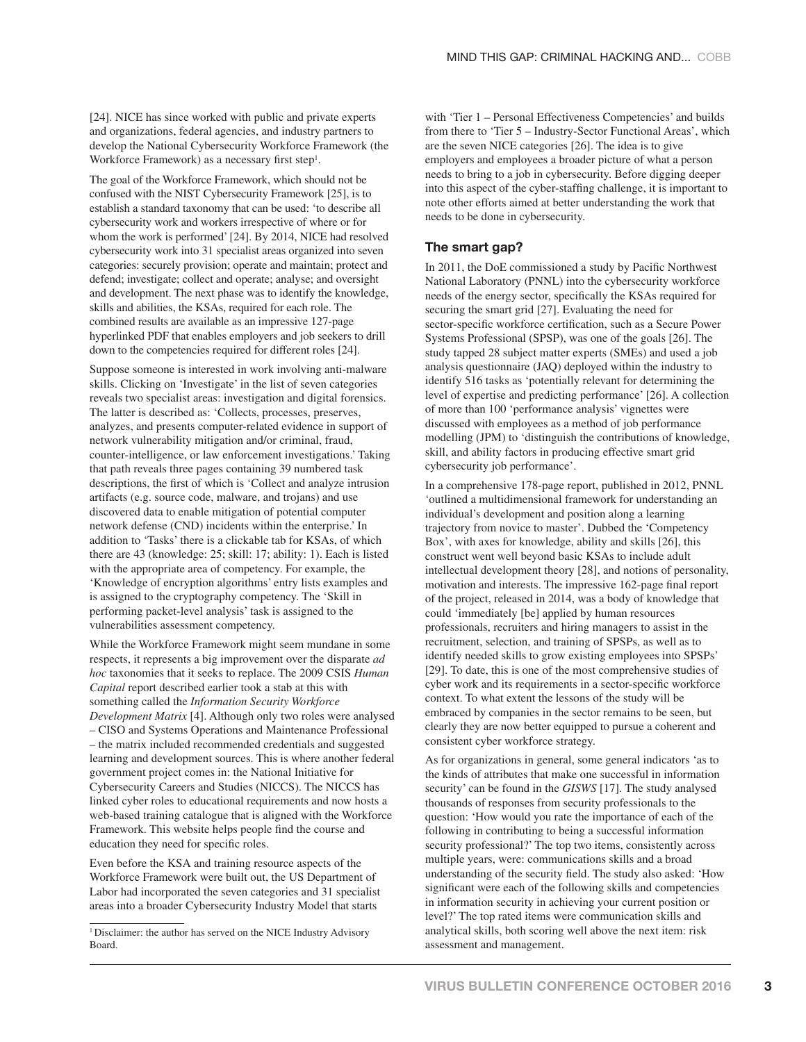[24]. NICE has since worked with public and private experts and organizations, federal agencies, and industry partners to develop the National Cybersecurity Workforce Framework (the Workforce Framework) as a necessary first step[1].

The goal of the Workforce Framework, which should not be confused with the NIST Cybersecurity Framework [25], is to establish a standard taxonomy that can be used: 'to describe all cybersecurity work and workers irrespective of where or for whom the work is performed' [24]. By 2014, NICE had resolved cybersecurity work into 31 specialist areas organized into seven categories: securely provision; operate and maintain; protect and defend; investigate; collect and operate; analyse; and oversight and development. The next phase was to identify the knowledge, skills and abilities, the KSAs, required for each role. The combined results are available as an impressive 127-page hyperlinked PDF that enables employers and job seekers to drill down to the competencies required for different roles [24].

Suppose someone is interested in work involving anti-malware skills. Clicking on 'Investigate' in the list of seven categories reveals two specialist areas: investigation and digital forensics. The latter is described as: 'Collects, processes, preserves, analyzes, and presents computer-related evidence in support of network vulnerability mitigation and/or criminal, fraud, counter-intelligence, or law enforcement investigations.' Taking that path reveals three pages containing 39 numbered task descriptions, the first of which is 'Collect and analyze intrusion artifacts (e.g. source code, malware, and trojans) and use discovered data to enable mitigation of potential computer network defense (CND) incidents within the enterprise.' In addition to 'Tasks' there is a clickable tab for KSAs, of which there are 43 (knowledge: 25; skill: 17; ability: 1). Each is listed with the appropriate area of competency. For example, the 'Knowledge of encryption algorithms' entry lists examples and is assigned to the cryptography competency. The 'Skill in performing packet-level analysis' task is assigned to the vulnerabilities assessment competency.

While the Workforce Framework might seem mundane in some respects, it represents a big improvement over the disparate *ad hoc* taxonomies that it seeks to replace. The 2009 CSIS *Human Capital* report described earlier took a stab at this with something called the *Information Security Workforce Development Matrix* [4]. Although only two roles were analysed – CISO and Systems Operations and Maintenance Professional – the matrix included recommended credentials and suggested learning and development sources. This is where another federal government project comes in: the National Initiative for Cybersecurity Careers and Studies (NICCS). The NICCS has linked cyber roles to educational requirements and now hosts a web-based training catalogue that is aligned with the Workforce Framework. This website helps people find the course and education they need for specific roles.

Even before the KSA and training resource aspects of the Workforce Framework were built out, the US Department of Labor had incorporated the seven categories and 31 specialist areas into a broader Cybersecurity Industry Model that starts with 'Tier 1 – Personal Effectiveness Competencies' and builds from there to 'Tier 5 – Industry-Sector Functional Areas', which are the seven NICE categories [26]. The idea is to give employers and employees a broader picture of what a person needs to bring to a job in cybersecurity. Before digging deeper into this aspect of the cyber-staffing challenge, it is important to note other efforts aimed at better understanding the work that needs to be done in cybersecurity.

### The smart gap?

In 2011, the DoE commissioned a study by Pacific Northwest National Laboratory (PNNL) into the cybersecurity workforce needs of the energy sector, specifically the KSAs required for securing the smart grid [27]. Evaluating the need for sector-specific workforce certification, such as a Secure Power Systems Professional (SPSP), was one of the goals [26]. The study tapped 28 subject matter experts (SMEs) and used a job analysis questionnaire (JAQ) deployed within the industry to identify 516 tasks as 'potentially relevant for determining the level of expertise and predicting performance' [26]. A collection of more than 100 'performance analysis' vignettes were discussed with employees as a method of job performance modelling (JPM) to 'distinguish the contributions of knowledge, skill, and ability factors in producing effective smart grid cybersecurity job performance'.

In a comprehensive 178-page report, published in 2012, PNNL 'outlined a multidimensional framework for understanding an individual's development and position along a learning trajectory from novice to master'. Dubbed the 'Competency Box', with axes for knowledge, ability and skills [26], this construct went well beyond basic KSAs to include adult intellectual development theory [28], and notions of personality, motivation and interests. The impressive 162-page final report of the project, released in 2014, was a body of knowledge that could 'immediately [be] applied by human resources professionals, recruiters and hiring managers to assist in the recruitment, selection, and training of SPSPs, as well as to identify needed skills to grow existing employees into SPSPs' [29]. To date, this is one of the most comprehensive studies of cyber work and its requirements in a sector-specific workforce context. To what extent the lessons of the study will be embraced by companies in the sector remains to be seen, but clearly they are now better equipped to pursue a coherent and consistent cyber workforce strategy.

As for organizations in general, some general indicators 'as to the kinds of attributes that make one successful in information security' can be found in the *GISWS* [17]. The study analysed thousands of responses from security professionals to the question: 'How would you rate the importance of each of the following in contributing to being a successful information security professional?' The top two items, consistently across multiple years, were: communications skills and a broad understanding of the security field. The study also asked: 'How significant were each of the following skills and competencies in information security in achieving your current position or level?' The top rated items were communication skills and analytical skills, both scoring well above the next item: risk assessment and management.

[1] Disclaimer: the author has served on the NICE Industry Advisory Board.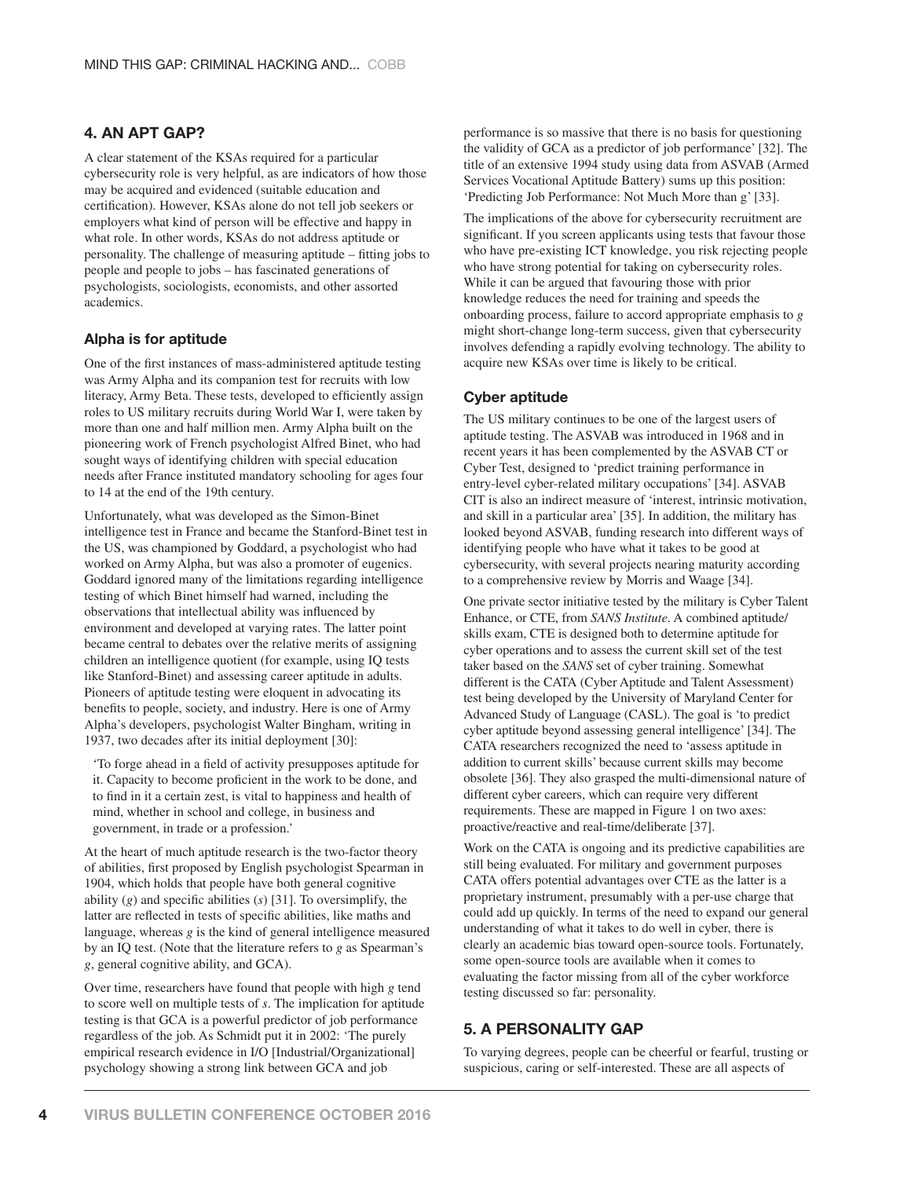## 4. AN APT GAP?

A clear statement of the KSAs required for a particular cybersecurity role is very helpful, as are indicators of how those may be acquired and evidenced (suitable education and certification). However, KSAs alone do not tell job seekers or employers what kind of person will be effective and happy in what role. In other words, KSAs do not address aptitude or personality. The challenge of measuring aptitude – fitting jobs to people and people to jobs – has fascinated generations of psychologists, sociologists, economists, and other assorted academics.

### Alpha is for aptitude

One of the first instances of mass-administered aptitude testing was Army Alpha and its companion test for recruits with low literacy, Army Beta. These tests, developed to efficiently assign roles to US military recruits during World War I, were taken by more than one and half million men. Army Alpha built on the pioneering work of French psychologist Alfred Binet, who had sought ways of identifying children with special education needs after France instituted mandatory schooling for ages four to 14 at the end of the 19th century.

Unfortunately, what was developed as the Simon-Binet intelligence test in France and became the Stanford-Binet test in the US, was championed by Goddard, a psychologist who had worked on Army Alpha, but was also a promoter of eugenics. Goddard ignored many of the limitations regarding intelligence testing of which Binet himself had warned, including the observations that intellectual ability was influenced by environment and developed at varying rates. The latter point became central to debates over the relative merits of assigning children an intelligence quotient (for example, using IQ tests like Stanford-Binet) and assessing career aptitude in adults. Pioneers of aptitude testing were eloquent in advocating its benefits to people, society, and industry. Here is one of Army Alpha's developers, psychologist Walter Bingham, writing in 1937, two decades after its initial deployment [30]:

> 'To forge ahead in a field of activity presupposes aptitude for it. Capacity to become proficient in the work to be done, and to find in it a certain zest, is vital to happiness and health of mind, whether in school and college, in business and government, in trade or a profession.'

At the heart of much aptitude research is the two-factor theory of abilities, first proposed by English psychologist Spearman in 1904, which holds that people have both general cognitive ability (*g*) and specific abilities (*s*) [31]. To oversimplify, the latter are reflected in tests of specific abilities, like maths and language, whereas *g* is the kind of general intelligence measured by an IQ test. (Note that the literature refers to *g* as Spearman's *g*, general cognitive ability, and GCA).

Over time, researchers have found that people with high *g* tend to score well on multiple tests of *s*. The implication for aptitude testing is that GCA is a powerful predictor of job performance regardless of the job. As Schmidt put it in 2002: 'The purely empirical research evidence in I/O [Industrial/Organizational] psychology showing a strong link between GCA and job performance is so massive that there is no basis for questioning the validity of GCA as a predictor of job performance' [32]. The title of an extensive 1994 study using data from ASVAB (Armed Services Vocational Aptitude Battery) sums up this position: 'Predicting Job Performance: Not Much More than g' [33].

The implications of the above for cybersecurity recruitment are significant. If you screen applicants using tests that favour those who have pre-existing ICT knowledge, you risk rejecting people who have strong potential for taking on cybersecurity roles. While it can be argued that favouring those with prior knowledge reduces the need for training and speeds the onboarding process, failure to accord appropriate emphasis to *g* might short-change long-term success, given that cybersecurity involves defending a rapidly evolving technology. The ability to acquire new KSAs over time is likely to be critical.

### Cyber aptitude

The US military continues to be one of the largest users of aptitude testing. The ASVAB was introduced in 1968 and in recent years it has been complemented by the ASVAB CT or Cyber Test, designed to 'predict training performance in entry-level cyber-related military occupations' [34]. ASVAB CIT is also an indirect measure of 'interest, intrinsic motivation, and skill in a particular area' [35]. In addition, the military has looked beyond ASVAB, funding research into different ways of identifying people who have what it takes to be good at cybersecurity, with several projects nearing maturity according to a comprehensive review by Morris and Waage [34].

One private sector initiative tested by the military is Cyber Talent Enhance, or CTE, from *SANS Institute*. A combined aptitude/skills exam, CTE is designed both to determine aptitude for cyber operations and to assess the current skill set of the test taker based on the *SANS* set of cyber training. Somewhat different is the CATA (Cyber Aptitude and Talent Assessment) test being developed by the University of Maryland Center for Advanced Study of Language (CASL). The goal is 'to predict cyber aptitude beyond assessing general intelligence' [34]. The CATA researchers recognized the need to 'assess aptitude in addition to current skills' because current skills may become obsolete [36]. They also grasped the multi-dimensional nature of different cyber careers, which can require very different requirements. These are mapped in Figure 1 on two axes: proactive/reactive and real-time/deliberate [37].

Work on the CATA is ongoing and its predictive capabilities are still being evaluated. For military and government purposes CATA offers potential advantages over CTE as the latter is a proprietary instrument, presumably with a per-use charge that could add up quickly. In terms of the need to expand our general understanding of what it takes to do well in cyber, there is clearly an academic bias toward open-source tools. Fortunately, some open-source tools are available when it comes to evaluating the factor missing from all of the cyber workforce testing discussed so far: personality.

## 5. A PERSONALITY GAP

To varying degrees, people can be cheerful or fearful, trusting or suspicious, caring or self-interested. These are all aspects of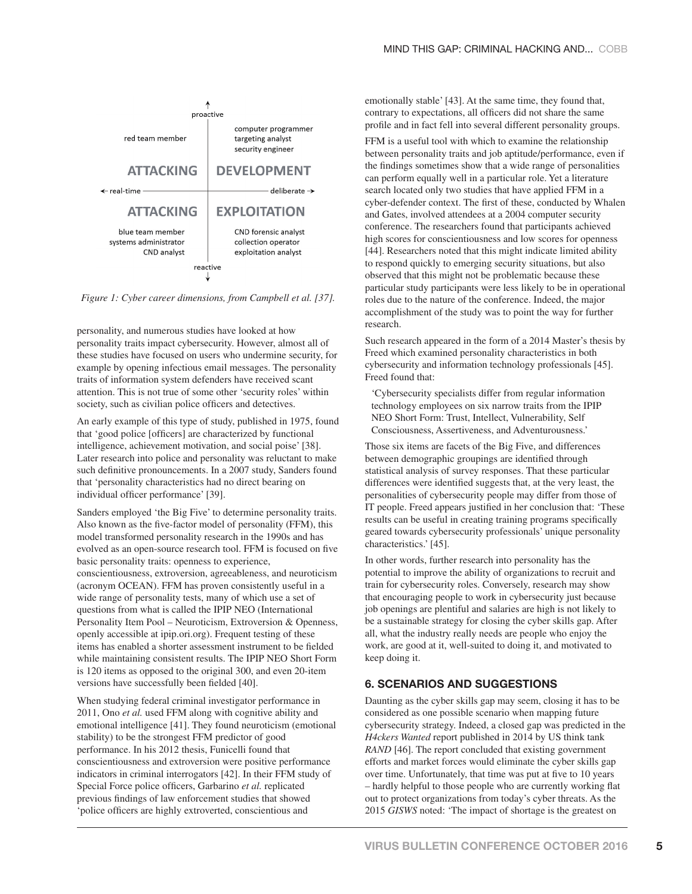proactive

| | |
|---|---|
| red team member | computer programmer<br>targeting analyst<br>security engineer |
| **ATTACKING** | **DEVELOPMENT** |
| ← real-time | deliberate → |
| **ATTACKING** | **EXPLOITATION** |
| blue team member<br>systems administrator<br>CND analyst | CND forensic analyst<br>collection operator<br>exploitation analyst |

reactive

*Figure 1: Cyber career dimensions, from Campbell et al. [37].*

personality, and numerous studies have looked at how personality traits impact cybersecurity. However, almost all of these studies have focused on users who undermine security, for example by opening infectious email messages. The personality traits of information system defenders have received scant attention. This is not true of some other 'security roles' within society, such as civilian police officers and detectives.

An early example of this type of study, published in 1975, found that 'good police [officers] are characterized by functional intelligence, achievement motivation, and social poise' [38]. Later research into police and personality was reluctant to make such definitive pronouncements. In a 2007 study, Sanders found that 'personality characteristics had no direct bearing on individual officer performance' [39].

Sanders employed 'the Big Five' to determine personality traits. Also known as the five-factor model of personality (FFM), this model transformed personality research in the 1990s and has evolved as an open-source research tool. FFM is focused on five basic personality traits: openness to experience, conscientiousness, extroversion, agreeableness, and neuroticism (acronym OCEAN). FFM has proven consistently useful in a wide range of personality tests, many of which use a set of questions from what is called the IPIP NEO (International Personality Item Pool – Neuroticism, Extroversion & Openness, openly accessible at ipip.ori.org). Frequent testing of these items has enabled a shorter assessment instrument to be fielded while maintaining consistent results. The IPIP NEO Short Form is 120 items as opposed to the original 300, and even 20-item versions have successfully been fielded [40].

When studying federal criminal investigator performance in 2011, Ono *et al.* used FFM along with cognitive ability and emotional intelligence [41]. They found neuroticism (emotional stability) to be the strongest FFM predictor of good performance. In his 2012 thesis, Funicelli found that conscientiousness and extroversion were positive performance indicators in criminal interrogators [42]. In their FFM study of Special Force police officers, Garbarino *et al.* replicated previous findings of law enforcement studies that showed 'police officers are highly extroverted, conscientious and emotionally stable' [43]. At the same time, they found that, contrary to expectations, all officers did not share the same profile and in fact fell into several different personality groups.

FFM is a useful tool with which to examine the relationship between personality traits and job aptitude/performance, even if the findings sometimes show that a wide range of personalities can perform equally well in a particular role. Yet a literature search located only two studies that have applied FFM in a cyber-defender context. The first of these, conducted by Whalen and Gates, involved attendees at a 2004 computer security conference. The researchers found that participants achieved high scores for conscientiousness and low scores for openness [44]. Researchers noted that this might indicate limited ability to respond quickly to emerging security situations, but also observed that this might not be problematic because these particular study participants were less likely to be in operational roles due to the nature of the conference. Indeed, the major accomplishment of the study was to point the way for further research.

Such research appeared in the form of a 2014 Master's thesis by Freed which examined personality characteristics in both cybersecurity and information technology professionals [45]. Freed found that:

> 'Cybersecurity specialists differ from regular information technology employees on six narrow traits from the IPIP NEO Short Form: Trust, Intellect, Vulnerability, Self Consciousness, Assertiveness, and Adventurousness.'

Those six items are facets of the Big Five, and differences between demographic groupings are identified through statistical analysis of survey responses. That these particular differences were identified suggests that, at the very least, the personalities of cybersecurity people may differ from those of IT people. Freed appears justified in her conclusion that: 'These results can be useful in creating training programs specifically geared towards cybersecurity professionals' unique personality characteristics.' [45].

In other words, further research into personality has the potential to improve the ability of organizations to recruit and train for cybersecurity roles. Conversely, research may show that encouraging people to work in cybersecurity just because job openings are plentiful and salaries are high is not likely to be a sustainable strategy for closing the cyber skills gap. After all, what the industry really needs are people who enjoy the work, are good at it, well-suited to doing it, and motivated to keep doing it.

## 6. SCENARIOS AND SUGGESTIONS

Daunting as the cyber skills gap may seem, closing it has to be considered as one possible scenario when mapping future cybersecurity strategy. Indeed, a closed gap was predicted in the *H4ckers Wanted* report published in 2014 by US think tank *RAND* [46]. The report concluded that existing government efforts and market forces would eliminate the cyber skills gap over time. Unfortunately, that time was put at five to 10 years – hardly helpful to those people who are currently working flat out to protect organizations from today's cyber threats. As the 2015 *GISWS* noted: 'The impact of shortage is the greatest on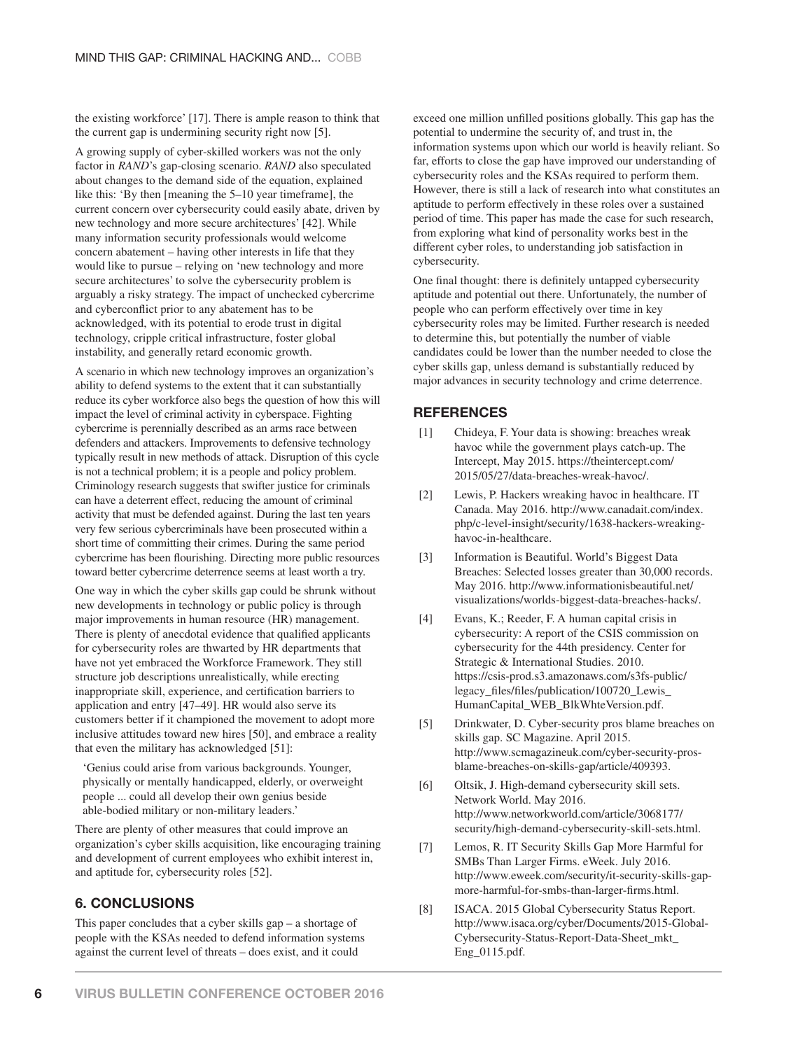the existing workforce' [17]. There is ample reason to think that the current gap is undermining security right now [5].

A growing supply of cyber-skilled workers was not the only factor in *RAND*'s gap-closing scenario. *RAND* also speculated about changes to the demand side of the equation, explained like this: 'By then [meaning the 5–10 year timeframe], the current concern over cybersecurity could easily abate, driven by new technology and more secure architectures' [42]. While many information security professionals would welcome concern abatement – having other interests in life that they would like to pursue – relying on 'new technology and more secure architectures' to solve the cybersecurity problem is arguably a risky strategy. The impact of unchecked cybercrime and cyberconflict prior to any abatement has to be acknowledged, with its potential to erode trust in digital technology, cripple critical infrastructure, foster global instability, and generally retard economic growth.

A scenario in which new technology improves an organization's ability to defend systems to the extent that it can substantially reduce its cyber workforce also begs the question of how this will impact the level of criminal activity in cyberspace. Fighting cybercrime is perennially described as an arms race between defenders and attackers. Improvements to defensive technology typically result in new methods of attack. Disruption of this cycle is not a technical problem; it is a people and policy problem. Criminology research suggests that swifter justice for criminals can have a deterrent effect, reducing the amount of criminal activity that must be defended against. During the last ten years very few serious cybercriminals have been prosecuted within a short time of committing their crimes. During the same period cybercrime has been flourishing. Directing more public resources toward better cybercrime deterrence seems at least worth a try.

One way in which the cyber skills gap could be shrunk without new developments in technology or public policy is through major improvements in human resource (HR) management. There is plenty of anecdotal evidence that qualified applicants for cybersecurity roles are thwarted by HR departments that have not yet embraced the Workforce Framework. They still structure job descriptions unrealistically, while erecting inappropriate skill, experience, and certification barriers to application and entry [47–49]. HR would also serve its customers better if it championed the movement to adopt more inclusive attitudes toward new hires [50], and embrace a reality that even the military has acknowledged [51]:

> 'Genius could arise from various backgrounds. Younger, physically or mentally handicapped, elderly, or overweight people ... could all develop their own genius beside able-bodied military or non-military leaders.'

There are plenty of other measures that could improve an organization's cyber skills acquisition, like encouraging training and development of current employees who exhibit interest in, and aptitude for, cybersecurity roles [52].

## 6. CONCLUSIONS

This paper concludes that a cyber skills gap – a shortage of people with the KSAs needed to defend information systems against the current level of threats – does exist, and it could exceed one million unfilled positions globally. This gap has the potential to undermine the security of, and trust in, the information systems upon which our world is heavily reliant. So far, efforts to close the gap have improved our understanding of cybersecurity roles and the KSAs required to perform them. However, there is still a lack of research into what constitutes an aptitude to perform effectively in these roles over a sustained period of time. This paper has made the case for such research, from exploring what kind of personality works best in the different cyber roles, to understanding job satisfaction in cybersecurity.

One final thought: there is definitely untapped cybersecurity aptitude and potential out there. Unfortunately, the number of people who can perform effectively over time in key cybersecurity roles may be limited. Further research is needed to determine this, but potentially the number of viable candidates could be lower than the number needed to close the cyber skills gap, unless demand is substantially reduced by major advances in security technology and crime deterrence.

## REFERENCES

[1] Chideya, F. Your data is showing: breaches wreak havoc while the government plays catch-up. The Intercept, May 2015. https://theintercept.com/2015/05/27/data-breaches-wreak-havoc/.

[2] Lewis, P. Hackers wreaking havoc in healthcare. IT Canada. May 2016. http://www.canadait.com/index.php/c-level-insight/security/1638-hackers-wreaking-havoc-in-healthcare.

[3] Information is Beautiful. World's Biggest Data Breaches: Selected losses greater than 30,000 records. May 2016. http://www.informationisbeautiful.net/visualizations/worlds-biggest-data-breaches-hacks/.

[4] Evans, K.; Reeder, F. A human capital crisis in cybersecurity: A report of the CSIS commission on cybersecurity for the 44th presidency. Center for Strategic & International Studies. 2010. https://csis-prod.s3.amazonaws.com/s3fs-public/legacy_files/files/publication/100720_Lewis_HumanCapital_WEB_BlkWhteVersion.pdf.

[5] Drinkwater, D. Cyber-security pros blame breaches on skills gap. SC Magazine. April 2015. http://www.scmagazineuk.com/cyber-security-pros-blame-breaches-on-skills-gap/article/409393.

[6] Oltsik, J. High-demand cybersecurity skill sets. Network World. May 2016. http://www.networkworld.com/article/3068177/security/high-demand-cybersecurity-skill-sets.html.

[7] Lemos, R. IT Security Skills Gap More Harmful for SMBs Than Larger Firms. eWeek. July 2016. http://www.eweek.com/security/it-security-skills-gap-more-harmful-for-smbs-than-larger-firms.html.

[8] ISACA. 2015 Global Cybersecurity Status Report. http://www.isaca.org/cyber/Documents/2015-Global-Cybersecurity-Status-Report-Data-Sheet_mkt_Eng_0115.pdf.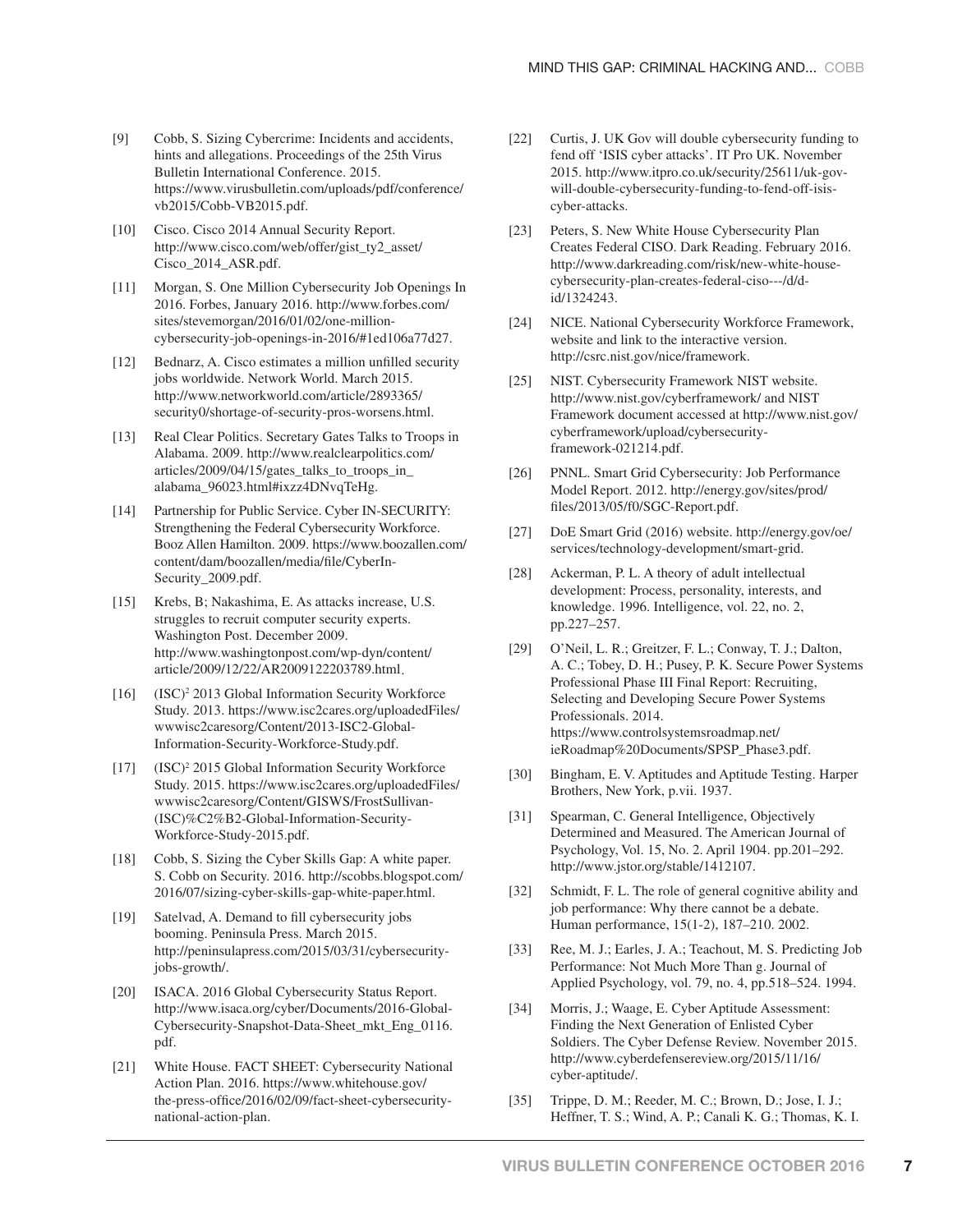[9] Cobb, S. Sizing Cybercrime: Incidents and accidents, hints and allegations. Proceedings of the 25th Virus Bulletin International Conference. 2015. https://www.virusbulletin.com/uploads/pdf/conference/vb2015/Cobb-VB2015.pdf.

[10] Cisco. Cisco 2014 Annual Security Report. http://www.cisco.com/web/offer/gist_ty2_asset/Cisco_2014_ASR.pdf.

[11] Morgan, S. One Million Cybersecurity Job Openings In 2016. Forbes, January 2016. http://www.forbes.com/sites/stevemorgan/2016/01/02/one-million-cybersecurity-job-openings-in-2016/#1ed106a77d27.

[12] Bednarz, A. Cisco estimates a million unfilled security jobs worldwide. Network World. March 2015. http://www.networkworld.com/article/2893365/security0/shortage-of-security-pros-worsens.html.

[13] Real Clear Politics. Secretary Gates Talks to Troops in Alabama. 2009. http://www.realclearpolitics.com/articles/2009/04/15/gates_talks_to_troops_in_alabama_96023.html#ixzz4DNvqTeHg.

[14] Partnership for Public Service. Cyber IN-SECURITY: Strengthening the Federal Cybersecurity Workforce. Booz Allen Hamilton. 2009. https://www.boozallen.com/content/dam/boozallen/media/file/CyberIn-Security_2009.pdf.

[15] Krebs, B; Nakashima, E. As attacks increase, U.S. struggles to recruit computer security experts. Washington Post. December 2009. http://www.washingtonpost.com/wp-dyn/content/article/2009/12/22/AR2009122203789.html.

[16] (ISC)² 2013 Global Information Security Workforce Study. 2013. https://www.isc2cares.org/uploadedFiles/wwwisc2caresorg/Content/2013-ISC2-Global-Information-Security-Workforce-Study.pdf.

[17] (ISC)² 2015 Global Information Security Workforce Study. 2015. https://www.isc2cares.org/uploadedFiles/wwwisc2caresorg/Content/GISWS/FrostSullivan-(ISC)%C2%B2-Global-Information-Security-Workforce-Study-2015.pdf.

[18] Cobb, S. Sizing the Cyber Skills Gap: A white paper. S. Cobb on Security. 2016. http://scobbs.blogspot.com/2016/07/sizing-cyber-skills-gap-white-paper.html.

[19] Satelvad, A. Demand to fill cybersecurity jobs booming. Peninsula Press. March 2015. http://peninsulapress.com/2015/03/31/cybersecurity-jobs-growth/.

[20] ISACA. 2016 Global Cybersecurity Status Report. http://www.isaca.org/cyber/Documents/2016-Global-Cybersecurity-Snapshot-Data-Sheet_mkt_Eng_0116.pdf.

[21] White House. FACT SHEET: Cybersecurity National Action Plan. 2016. https://www.whitehouse.gov/the-press-office/2016/02/09/fact-sheet-cybersecurity-national-action-plan.

[22] Curtis, J. UK Gov will double cybersecurity funding to fend off 'ISIS cyber attacks'. IT Pro UK. November 2015. http://www.itpro.co.uk/security/25611/uk-gov-will-double-cybersecurity-funding-to-fend-off-isis-cyber-attacks.

[23] Peters, S. New White House Cybersecurity Plan Creates Federal CISO. Dark Reading. February 2016. http://www.darkreading.com/risk/new-white-house-cybersecurity-plan-creates-federal-ciso---/d/d-id/1324243.

[24] NICE. National Cybersecurity Workforce Framework, website and link to the interactive version. http://csrc.nist.gov/nice/framework.

[25] NIST. Cybersecurity Framework NIST website. http://www.nist.gov/cyberframework/ and NIST Framework document accessed at http://www.nist.gov/cyberframework/upload/cybersecurity-framework-021214.pdf.

[26] PNNL. Smart Grid Cybersecurity: Job Performance Model Report. 2012. http://energy.gov/sites/prod/files/2013/05/f0/SGC-Report.pdf.

[27] DoE Smart Grid (2016) website. http://energy.gov/oe/services/technology-development/smart-grid.

[28] Ackerman, P. L. A theory of adult intellectual development: Process, personality, interests, and knowledge. 1996. Intelligence, vol. 22, no. 2, pp.227–257.

[29] O'Neil, L. R.; Greitzer, F. L.; Conway, T. J.; Dalton, A. C.; Tobey, D. H.; Pusey, P. K. Secure Power Systems Professional Phase III Final Report: Recruiting, Selecting and Developing Secure Power Systems Professionals. 2014. https://www.controlsystemsroadmap.net/ieRoadmap%20Documents/SPSP_Phase3.pdf.

[30] Bingham, E. V. Aptitudes and Aptitude Testing. Harper Brothers, New York, p.vii. 1937.

[31] Spearman, C. General Intelligence, Objectively Determined and Measured. The American Journal of Psychology, Vol. 15, No. 2. April 1904. pp.201–292. http://www.jstor.org/stable/1412107.

[32] Schmidt, F. L. The role of general cognitive ability and job performance: Why there cannot be a debate. Human performance, 15(1-2), 187–210. 2002.

[33] Ree, M. J.; Earles, J. A.; Teachout, M. S. Predicting Job Performance: Not Much More Than g. Journal of Applied Psychology, vol. 79, no. 4, pp.518–524. 1994.

[34] Morris, J.; Waage, E. Cyber Aptitude Assessment: Finding the Next Generation of Enlisted Cyber Soldiers. The Cyber Defense Review. November 2015. http://www.cyberdefensereview.org/2015/11/16/cyber-aptitude/.

[35] Trippe, D. M.; Reeder, M. C.; Brown, D.; Jose, I. J.; Heffner, T. S.; Wind, A. P.; Canali K. G.; Thomas, K. I.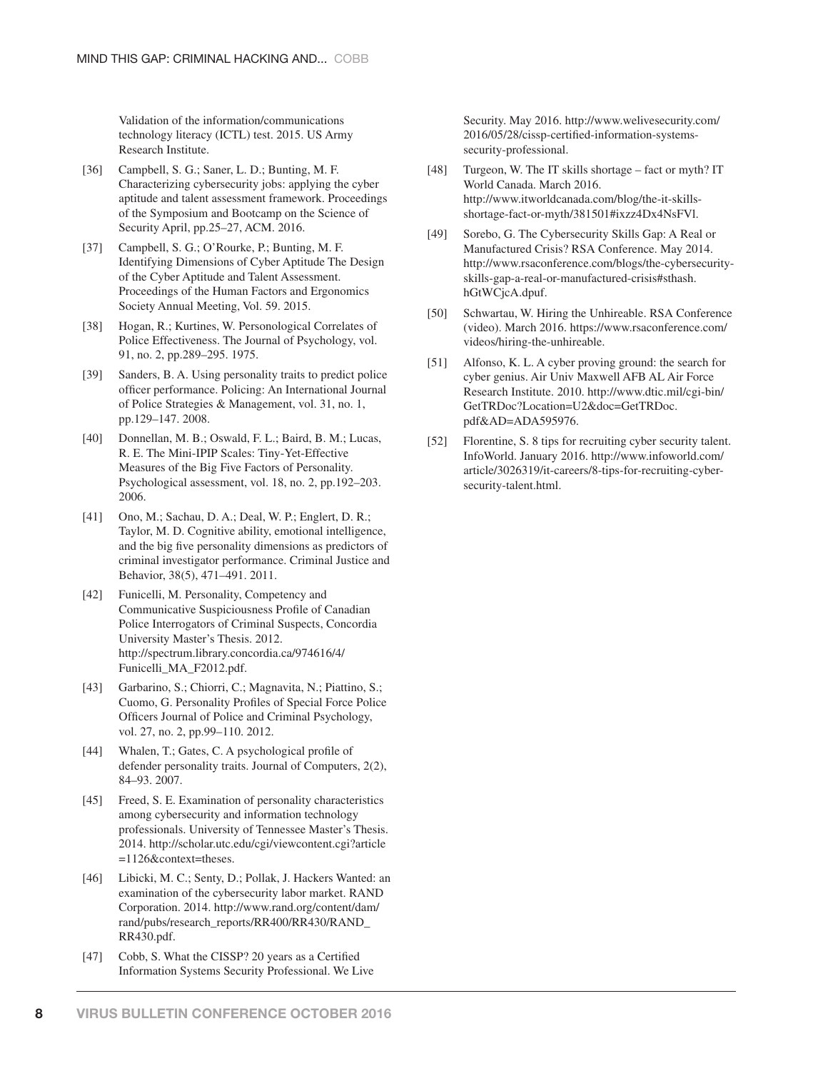Validation of the information/communications technology literacy (ICTL) test. 2015. US Army Research Institute.

[36] Campbell, S. G.; Saner, L. D.; Bunting, M. F. Characterizing cybersecurity jobs: applying the cyber aptitude and talent assessment framework. Proceedings of the Symposium and Bootcamp on the Science of Security April, pp.25–27, ACM. 2016.

[37] Campbell, S. G.; O'Rourke, P.; Bunting, M. F. Identifying Dimensions of Cyber Aptitude The Design of the Cyber Aptitude and Talent Assessment. Proceedings of the Human Factors and Ergonomics Society Annual Meeting, Vol. 59. 2015.

[38] Hogan, R.; Kurtines, W. Personological Correlates of Police Effectiveness. The Journal of Psychology, vol. 91, no. 2, pp.289–295. 1975.

[39] Sanders, B. A. Using personality traits to predict police officer performance. Policing: An International Journal of Police Strategies & Management, vol. 31, no. 1, pp.129–147. 2008.

[40] Donnellan, M. B.; Oswald, F. L.; Baird, B. M.; Lucas, R. E. The Mini-IPIP Scales: Tiny-Yet-Effective Measures of the Big Five Factors of Personality. Psychological assessment, vol. 18, no. 2, pp.192–203. 2006.

[41] Ono, M.; Sachau, D. A.; Deal, W. P.; Englert, D. R.; Taylor, M. D. Cognitive ability, emotional intelligence, and the big five personality dimensions as predictors of criminal investigator performance. Criminal Justice and Behavior, 38(5), 471–491. 2011.

[42] Funicelli, M. Personality, Competency and Communicative Suspiciousness Profile of Canadian Police Interrogators of Criminal Suspects, Concordia University Master's Thesis. 2012. http://spectrum.library.concordia.ca/974616/4/Funicelli_MA_F2012.pdf.

[43] Garbarino, S.; Chiorri, C.; Magnavita, N.; Piattino, S.; Cuomo, G. Personality Profiles of Special Force Police Officers Journal of Police and Criminal Psychology, vol. 27, no. 2, pp.99–110. 2012.

[44] Whalen, T.; Gates, C. A psychological profile of defender personality traits. Journal of Computers, 2(2), 84–93. 2007.

[45] Freed, S. E. Examination of personality characteristics among cybersecurity and information technology professionals. University of Tennessee Master's Thesis. 2014. http://scholar.utc.edu/cgi/viewcontent.cgi?article=1126&context=theses.

[46] Libicki, M. C.; Senty, D.; Pollak, J. Hackers Wanted: an examination of the cybersecurity labor market. RAND Corporation. 2014. http://www.rand.org/content/dam/rand/pubs/research_reports/RR400/RR430/RAND_RR430.pdf.

[47] Cobb, S. What the CISSP? 20 years as a Certified Information Systems Security Professional. We Live Security. May 2016. http://www.welivesecurity.com/2016/05/28/cissp-certified-information-systems-security-professional.

[48] Turgeon, W. The IT skills shortage – fact or myth? IT World Canada. March 2016. http://www.itworldcanada.com/blog/the-it-skills-shortage-fact-or-myth/381501#ixzz4Dx4NsFVl.

[49] Sorebo, G. The Cybersecurity Skills Gap: A Real or Manufactured Crisis? RSA Conference. May 2014. http://www.rsaconference.com/blogs/the-cybersecurity-skills-gap-a-real-or-manufactured-crisis#sthash.hGtWCjcA.dpuf.

[50] Schwartau, W. Hiring the Unhireable. RSA Conference (video). March 2016. https://www.rsaconference.com/videos/hiring-the-unhireable.

[51] Alfonso, K. L. A cyber proving ground: the search for cyber genius. Air Univ Maxwell AFB AL Air Force Research Institute. 2010. http://www.dtic.mil/cgi-bin/GetTRDoc?Location=U2&doc=GetTRDoc.pdf&AD=ADA595976.

[52] Florentine, S. 8 tips for recruiting cyber security talent. InfoWorld. January 2016. http://www.infoworld.com/article/3026319/it-careers/8-tips-for-recruiting-cyber-security-talent.html.